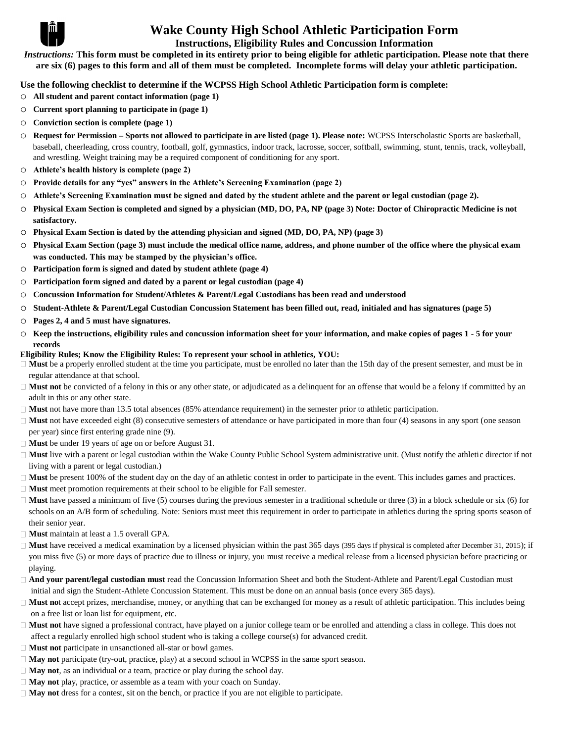# Wake County High School Athletic Participation Form

## Instructions, Eligibility Rules and Concussion Information

*Instructions:* **This form must be completed in its entirety prior to being eligible for athletic participation. Please note that there are six (6) pages to this form and all of them must be completed. Incomplete forms will delay your athletic participation.**

**Use the following checklist to determine if the WCPSS High School Athletic Participation form is complete:**

- ○ **All student and parent contact information (page 1)**
- ○ **Current sport planning to participate in (page 1)**
- ○ **Conviction section is complete (page 1)**
- ○ **Request for Permission – Sports not allowed to participate in are listed (page 1). Please note:** WCPSS Interscholastic Sports are basketball, baseball, cheerleading, cross country, football, golf, gymnastics, indoor track, lacrosse, soccer, softball, swimming, stunt, tennis, track, volleyball, and wrestling. Weight training may be a required component of conditioning for any sport.
- ○ **Athlete's health history is complete (page 2)**
- ○ **Provide details for any "yes" answers in the Athlete's Screening Examination (page 2)**
- ○ **Athlete's Screening Examination must be signed and dated by the student athlete and the parent or legal custodian (page 2).**
- ○ **Physical Exam Section is completed and signed by a physician (MD, DO, PA, NP (page 3) Note: Doctor of Chiropractic Medicine is not satisfactory.**
- ○ **Physical Exam Section is dated by the attending physician and signed (MD, DO, PA, NP) (page 3)**
- ○ **Physical Exam Section (page 3) must include the medical office name, address, and phone number of the office where the physical exam was conducted. This may be stamped by the physician's office.**
- ○ **Participation form is signed and dated by student athlete (page 4)**
- ○ **Participation form signed and dated by a parent or legal custodian (page 4)**
- ○ **Concussion Information for Student/Athletes & Parent/Legal Custodians has been read and understood**
- ○ **Student-Athlete & Parent/Legal Custodian Concussion Statement has been filled out, read, initialed and has signatures (page 5)**
- ○ **Pages 2, 4 and 5 must have signatures.**
- ○ **Keep the instructions, eligibility rules and concussion information sheet for your information, and make copies of pages 1 - 5 for your records**

**Eligibility Rules; Know the Eligibility Rules: To represent your school in athletics, YOU:**

- **Must** be a properly enrolled student at the time you participate, must be enrolled no later than the 15th day of the present semester, and must be in regular attendance at that school.
- **Must not** be convicted of a felony in this or any other state, or adjudicated as a delinquent for an offense that would be a felony if committed by an adult in this or any other state.
- **Must** not have more than 13.5 total absences (85% attendance requirement) in the semester prior to athletic participation.
- **Must** not have exceeded eight (8) consecutive semesters of attendance or have participated in more than four (4) seasons in any sport (one season per year) since first entering grade nine (9).
- **Must** be under 19 years of age on or before August 31.
- **Must** live with a parent or legal custodian within the Wake County Public School System administrative unit. (Must notify the athletic director if not living with a parent or legal custodian.)
- **Must** be present 100% of the student day on the day of an athletic contest in order to participate in the event. This includes games and practices.
- **Must** meet promotion requirements at their school to be eligible for Fall semester.
- **Must** have passed a minimum of five (5) courses during the previous semester in a traditional schedule or three (3) in a block schedule or six (6) for schools on an A/B form of scheduling. Note: Seniors must meet this requirement in order to participate in athletics during the spring sports season of their senior year.
- **Must** maintain at least a 1.5 overall GPA.
- **Must** have received a medical examination by a licensed physician within the past 365 days (395 days if physical is completed after December 31, 2015); if you miss five (5) or more days of practice due to illness or injury, you must receive a medical release from a licensed physician before practicing or playing.
- **And your parent/legal custodian must** read the Concussion Information Sheet and both the Student-Athlete and Parent/Legal Custodian must initial and sign the Student-Athlete Concussion Statement. This must be done on an annual basis (once every 365 days).
- **Must no**t accept prizes, merchandise, money, or anything that can be exchanged for money as a result of athletic participation. This includes being on a free list or loan list for equipment, etc.
- **Must not** have signed a professional contract, have played on a junior college team or be enrolled and attending a class in college. This does not affect a regularly enrolled high school student who is taking a college course(s) for advanced credit.
- **Must not** participate in unsanctioned all-star or bowl games.
- **May not** participate (try-out, practice, play) at a second school in WCPSS in the same sport season.
- **May not**, as an individual or a team, practice or play during the school day.
- **May not** play, practice, or assemble as a team with your coach on Sunday.
- **May not** dress for a contest, sit on the bench, or practice if you are not eligible to participate.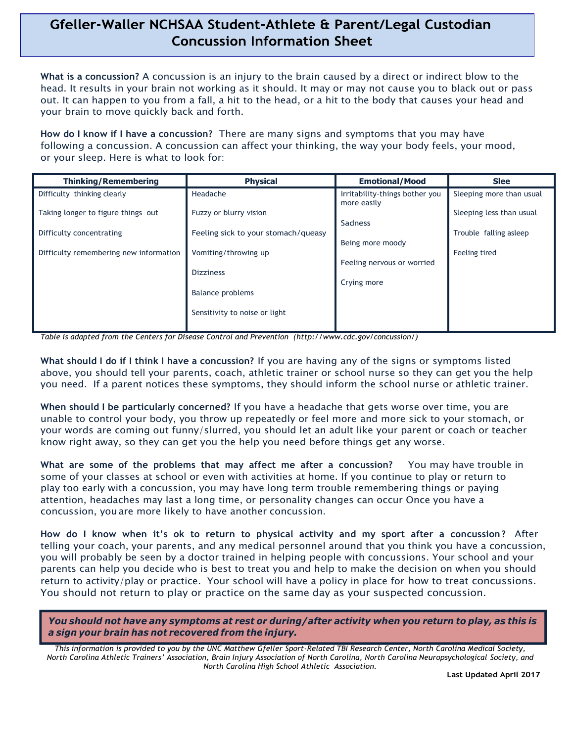# Gfeller-Waller NCHSAA Student-Athlete & Parent/Legal Custodian Concussion Information Sheet

**What is a concussion?** A concussion is an injury to the brain caused by a direct or indirect blow to the head. It results in your brain not working as it should. It may or may not cause you to black out or pass out. It can happen to you from a fall, a hit to the head, or a hit to the body that causes your head and your brain to move quickly back and forth.

**How do I know if I have a concussion?** There are many signs and symptoms that you may have following a concussion. A concussion can affect your thinking, the way your body feels, your mood, or your sleep. Here is what to look for:

| Thinking/Remembering | Physical | Emotional/Mood | Slee |
|---|---|---|---|
| Difficulty thinking clearly | Headache | Irritability-things bother you more easily | Sleeping more than usual |
| Taking longer to figure things out | Fuzzy or blurry vision | Sadness | Sleeping less than usual |
| Difficulty concentrating | Feeling sick to your stomach/queasy | Being more moody | Trouble falling asleep |
| Difficulty remembering new information | Vomiting/throwing up | Feeling nervous or worried | Feeling tired |
| | Dizziness | Crying more | |
| | Balance problems | | |
| | Sensitivity to noise or light | | |

*Table is adapted from the Centers for Disease Control and Prevention (http://www.cdc.gov/concussion/)*

**What should I do if I think I have a concussion?** If you are having any of the signs or symptoms listed above, you should tell your parents, coach, athletic trainer or school nurse so they can get you the help you need. If a parent notices these symptoms, they should inform the school nurse or athletic trainer.

**When should I be particularly concerned?** If you have a headache that gets worse over time, you are unable to control your body, you throw up repeatedly or feel more and more sick to your stomach, or your words are coming out funny/slurred, you should let an adult like your parent or coach or teacher know right away, so they can get you the help you need before things get any worse.

**What are some of the problems that may affect me after a concussion?** You may have trouble in some of your classes at school or even with activities at home. If you continue to play or return to play too early with a concussion, you may have long term trouble remembering things or paying attention, headaches may last a long time, or personality changes can occur Once you have a concussion, you are more likely to have another concussion.

**How do I know when it's ok to return to physical activity and my sport after a concussion?** After telling your coach, your parents, and any medical personnel around that you think you have a concussion, you will probably be seen by a doctor trained in helping people with concussions. Your school and your parents can help you decide who is best to treat you and help to make the decision on when you should return to activity/play or practice. Your school will have a policy in place for how to treat concussions. You should not return to play or practice on the same day as your suspected concussion.

***You should not have any symptoms at rest or during/after activity when you return to play, as this is a sign your brain has not recovered from the injury.***

*This information is provided to you by the UNC Matthew Gfeller Sport-Related TBI Research Center, North Carolina Medical Society, North Carolina Athletic Trainers' Association, Brain Injury Association of North Carolina, North Carolina Neuropsychological Society, and North Carolina High School Athletic Association.*

**Last Updated April 2017**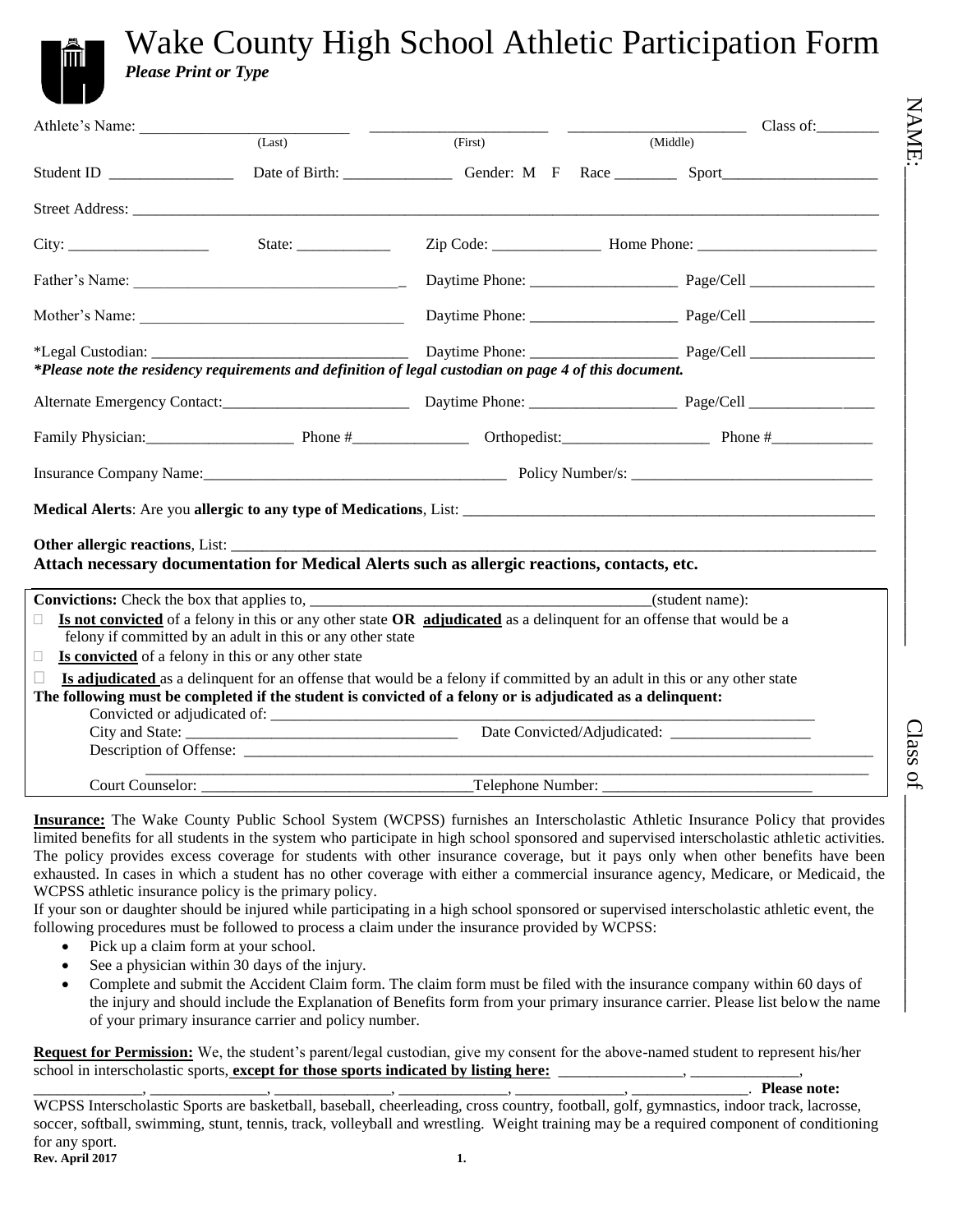# Wake County High School Athletic Participation Form

***Please Print or Type***

Athlete's Name: ___________________________ (Last) _______________________ (First) _______________________ (Middle) Class of:________

Student ID ________________ Date of Birth: ______________ Gender: M F Race ________ Sport____________________

Street Address: ____________________________________________________________________________________________

City: __________________ State: ____________ Zip Code: ______________ Home Phone: _______________________

Father's Name: ___________________________________ Daytime Phone: ___________________ Page/Cell ________________

Mother's Name: ___________________________________ Daytime Phone: ___________________ Page/Cell ________________

*Legal Custodian: __________________________________ Daytime Phone: ___________________ Page/Cell ________________

***\*Please note the residency requirements and definition of legal custodian on page 4 of this document.***

Alternate Emergency Contact:________________________ Daytime Phone: ___________________ Page/Cell ________________

Family Physician:___________________ Phone #_______________ Orthopedist:___________________ Phone #_____________

Insurance Company Name:______________________________________ Policy Number/s: _______________________________

**Medical Alerts**: Are you **allergic to any type of Medications**, List: _____________________________________________________

**Other allergic reactions**, List: ________________________________________________________________________________

**Attach necessary documentation for Medical Alerts such as allergic reactions, contacts, etc.**

**Convictions:** Check the box that applies to, ____________________________________________(student name):

- ☐ **Is not convicted** of a felony in this or any other state **OR adjudicated** as a delinquent for an offense that would be a felony if committed by an adult in this or any other state
- ☐ **Is convicted** of a felony in this or any other state
- ☐ **Is adjudicated** as a delinquent for an offense that would be a felony if committed by an adult in this or any other state

**The following must be completed if the student is convicted of a felony or is adjudicated as a delinquent:**

Convicted or adjudicated of: ______________________________________________________________________

City and State: __________________________________ Date Convicted/Adjudicated: _________________

Description of Offense: _________________________________________________________________________

_____________________________________________________________________________________________

Court Counselor: __________________________________Telephone Number: __________________________

**Insurance:** The Wake County Public School System (WCPSS) furnishes an Interscholastic Athletic Insurance Policy that provides limited benefits for all students in the system who participate in high school sponsored and supervised interscholastic athletic activities. The policy provides excess coverage for students with other insurance coverage, but it pays only when other benefits have been exhausted. In cases in which a student has no other coverage with either a commercial insurance agency, Medicare, or Medicaid, the WCPSS athletic insurance policy is the primary policy.

If your son or daughter should be injured while participating in a high school sponsored or supervised interscholastic athletic event, the following procedures must be followed to process a claim under the insurance provided by WCPSS:

- Pick up a claim form at your school.
- See a physician within 30 days of the injury.
- Complete and submit the Accident Claim form. The claim form must be filed with the insurance company within 60 days of the injury and should include the Explanation of Benefits form from your primary insurance carrier. Please list below the name of your primary insurance carrier and policy number.

**Request for Permission:** We, the student's parent/legal custodian, give my consent for the above-named student to represent his/her school in interscholastic sports, **except for those sports indicated by listing here:** ________________, ______________, ______________, _______________, _______________, ______________, ______________, _______________. **Please note:** WCPSS Interscholastic Sports are basketball, baseball, cheerleading, cross country, football, golf, gymnastics, indoor track, lacrosse, soccer, softball, swimming, stunt, tennis, track, volleyball and wrestling. Weight training may be a required component of conditioning for any sport.

Rev. April 2017

NAME: ____________________ Class of ____________________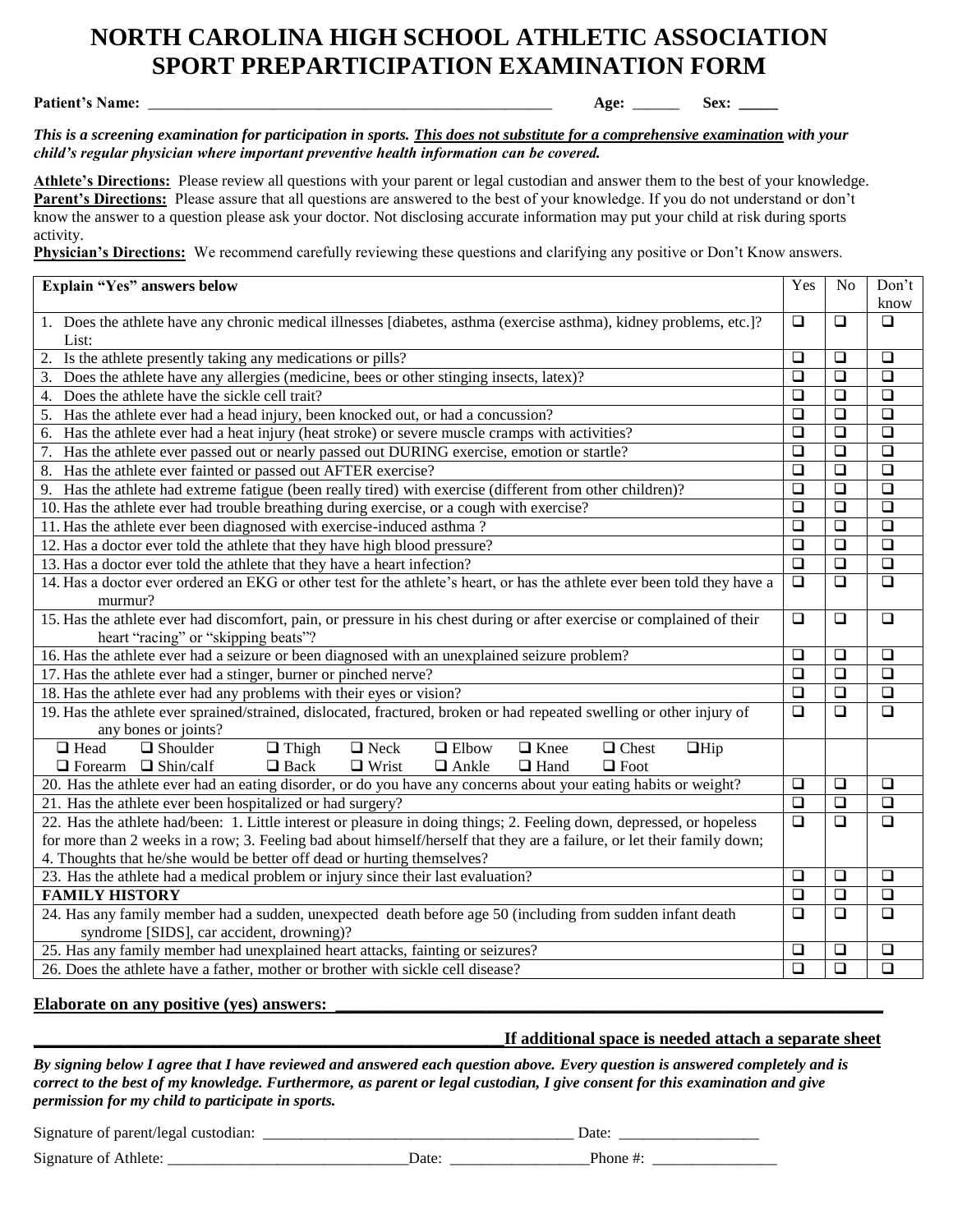# NORTH CAROLINA HIGH SCHOOL ATHLETIC ASSOCIATION SPORT PREPARTICIPATION EXAMINATION FORM

**Patient's Name:** ______________________________________________________ **Age:** ______ **Sex:** _____

***This is a screening examination for participation in sports. This does not substitute for a comprehensive examination with your child's regular physician where important preventive health information can be covered.***

**Athlete's Directions:** Please review all questions with your parent or legal custodian and answer them to the best of your knowledge.
**Parent's Directions:** Please assure that all questions are answered to the best of your knowledge. If you do not understand or don't know the answer to a question please ask your doctor. Not disclosing accurate information may put your child at risk during sports activity.
**Physician's Directions:** We recommend carefully reviewing these questions and clarifying any positive or Don't Know answers.

| **Explain "Yes" answers below** | Yes | No | Don't know |
|---|---|---|---|
| 1. Does the athlete have any chronic medical illnesses [diabetes, asthma (exercise asthma), kidney problems, etc.]? List: | ❑ | ❑ | ❑ |
| 2. Is the athlete presently taking any medications or pills? | ❑ | ❑ | ❑ |
| 3. Does the athlete have any allergies (medicine, bees or other stinging insects, latex)? | ❑ | ❑ | ❑ |
| 4. Does the athlete have the sickle cell trait? | ❑ | ❑ | ❑ |
| 5. Has the athlete ever had a head injury, been knocked out, or had a concussion? | ❑ | ❑ | ❑ |
| 6. Has the athlete ever had a heat injury (heat stroke) or severe muscle cramps with activities? | ❑ | ❑ | ❑ |
| 7. Has the athlete ever passed out or nearly passed out DURING exercise, emotion or startle? | ❑ | ❑ | ❑ |
| 8. Has the athlete ever fainted or passed out AFTER exercise? | ❑ | ❑ | ❑ |
| 9. Has the athlete had extreme fatigue (been really tired) with exercise (different from other children)? | ❑ | ❑ | ❑ |
| 10. Has the athlete ever had trouble breathing during exercise, or a cough with exercise? | ❑ | ❑ | ❑ |
| 11. Has the athlete ever been diagnosed with exercise-induced asthma ? | ❑ | ❑ | ❑ |
| 12. Has a doctor ever told the athlete that they have high blood pressure? | ❑ | ❑ | ❑ |
| 13. Has a doctor ever told the athlete that they have a heart infection? | ❑ | ❑ | ❑ |
| 14. Has a doctor ever ordered an EKG or other test for the athlete's heart, or has the athlete ever been told they have a murmur? | ❑ | ❑ | ❑ |
| 15. Has the athlete ever had discomfort, pain, or pressure in his chest during or after exercise or complained of their heart "racing" or "skipping beats"? | ❑ | ❑ | ❑ |
| 16. Has the athlete ever had a seizure or been diagnosed with an unexplained seizure problem? | ❑ | ❑ | ❑ |
| 17. Has the athlete ever had a stinger, burner or pinched nerve? | ❑ | ❑ | ❑ |
| 18. Has the athlete ever had any problems with their eyes or vision? | ❑ | ❑ | ❑ |
| 19. Has the athlete ever sprained/strained, dislocated, fractured, broken or had repeated swelling or other injury of any bones or joints? | ❑ | ❑ | ❑ |
| ❑ Head ❑ Shoulder ❑ Thigh ❑ Neck ❑ Elbow ❑ Knee ❑ Chest ❑ Hip ❑ Forearm ❑ Shin/calf ❑ Back ❑ Wrist ❑ Ankle ❑ Hand ❑ Foot | | | |
| 20. Has the athlete ever had an eating disorder, or do you have any concerns about your eating habits or weight? | ❑ | ❑ | ❑ |
| 21. Has the athlete ever been hospitalized or had surgery? | ❑ | ❑ | ❑ |
| 22. Has the athlete had/been: 1. Little interest or pleasure in doing things; 2. Feeling down, depressed, or hopeless for more than 2 weeks in a row; 3. Feeling bad about himself/herself that they are a failure, or let their family down; 4. Thoughts that he/she would be better off dead or hurting themselves? | ❑ | ❑ | ❑ |
| 23. Has the athlete had a medical problem or injury since their last evaluation? | ❑ | ❑ | ❑ |
| **FAMILY HISTORY** | ❑ | ❑ | ❑ |
| 24. Has any family member had a sudden, unexpected death before age 50 (including from sudden infant death syndrome [SIDS], car accident, drowning)? | ❑ | ❑ | ❑ |
| 25. Has any family member had unexplained heart attacks, fainting or seizures? | ❑ | ❑ | ❑ |
| 26. Does the athlete have a father, mother or brother with sickle cell disease? | ❑ | ❑ | ❑ |

**Elaborate on any positive (yes) answers:** ____________________________________________________________

____________________________________________________**If additional space is needed attach a separate sheet**

***By signing below I agree that I have reviewed and answered each question above. Every question is answered completely and is correct to the best of my knowledge. Furthermore, as parent or legal custodian, I give consent for this examination and give permission for my child to participate in sports.***

Signature of parent/legal custodian: ________________________________________ Date: __________________

Signature of Athlete: _______________________________Date: __________________Phone #: ________________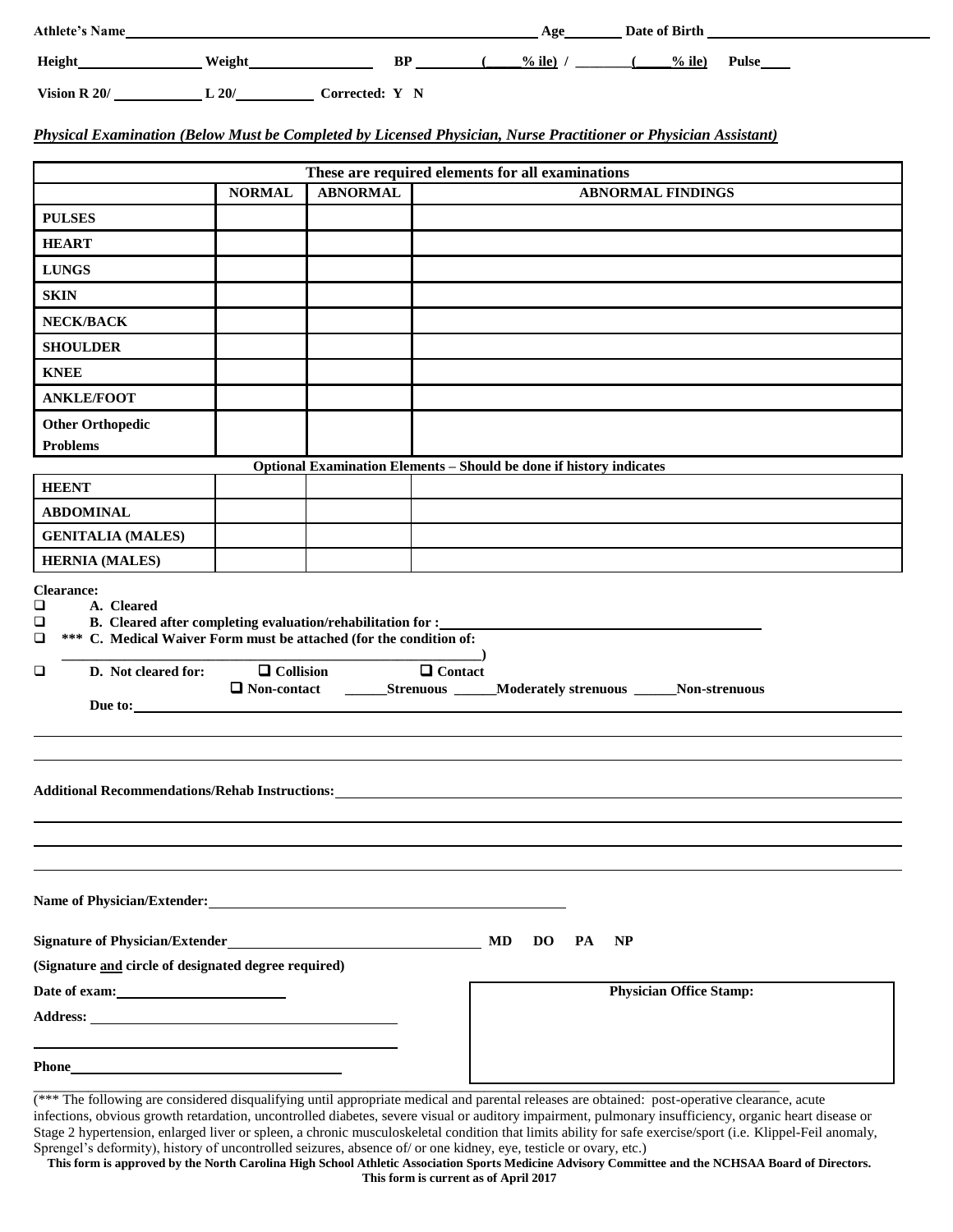**Athlete's Name** \_\_\_\_\_\_\_\_\_\_\_\_\_\_\_\_\_\_\_\_\_\_\_\_\_\_\_\_\_\_ **Age** \_\_\_\_\_\_ **Date of Birth** \_\_\_\_\_\_\_\_\_\_\_\_\_\_\_\_

**Height** \_\_\_\_\_\_\_\_\_\_ **Weight** \_\_\_\_\_\_\_\_\_\_ **BP** \_\_\_\_\_\_ **(\_\_\_% ile) /** \_\_\_\_\_\_ **(\_\_\_% ile) Pulse** \_\_\_\_

**Vision R 20/** \_\_\_\_\_\_\_\_ **L 20/** \_\_\_\_\_\_\_\_ **Corrected: Y N**

***Physical Examination (Below Must be Completed by Licensed Physician, Nurse Practitioner or Physician Assistant)***

| These are required elements for all examinations | | | |
|---|---|---|---|
| | **NORMAL** | **ABNORMAL** | **ABNORMAL FINDINGS** |
| **PULSES** | | | |
| **HEART** | | | |
| **LUNGS** | | | |
| **SKIN** | | | |
| **NECK/BACK** | | | |
| **SHOULDER** | | | |
| **KNEE** | | | |
| **ANKLE/FOOT** | | | |
| **Other Orthopedic Problems** | | | |
| **Optional Examination Elements – Should be done if history indicates** | | | |
| **HEENT** | | | |
| **ABDOMINAL** | | | |
| **GENITALIA (MALES)** | | | |
| **HERNIA (MALES)** | | | |

**Clearance:**

- ❑ **A. Cleared**
- ❑ **B. Cleared after completing evaluation/rehabilitation for :** \_\_\_\_\_\_\_\_\_\_\_\_\_\_\_\_\_\_\_\_
- ❑ **\*\*\* C. Medical Waiver Form must be attached (for the condition of:** \_\_\_\_\_\_\_\_\_\_\_\_\_\_\_\_\_\_\_\_ **)**
- ❑ **D. Not cleared for:** ❑ **Collision** ❑ **Contact**
  ❑ **Non-contact** \_\_\_\_\_\_**Strenuous** \_\_\_\_\_\_**Moderately strenuous** \_\_\_\_\_\_**Non-strenuous**

  **Due to:** \_\_\_\_\_\_\_\_\_\_\_\_\_\_\_\_\_\_\_\_

**Additional Recommendations/Rehab Instructions:** \_\_\_\_\_\_\_\_\_\_\_\_\_\_\_\_\_\_\_\_

**Name of Physician/Extender:** \_\_\_\_\_\_\_\_\_\_\_\_\_\_\_\_\_\_\_\_

**Signature of Physician/Extender** \_\_\_\_\_\_\_\_\_\_\_\_\_\_\_\_\_\_\_\_ **MD DO PA NP**

**(Signature and circle of designated degree required)**

**Date of exam:** \_\_\_\_\_\_\_\_\_\_\_\_\_\_\_\_\_\_\_\_

**Address:** \_\_\_\_\_\_\_\_\_\_\_\_\_\_\_\_\_\_\_\_

**Phone** \_\_\_\_\_\_\_\_\_\_\_\_\_\_\_\_\_\_\_\_

**Physician Office Stamp:**

(\*\*\* The following are considered disqualifying until appropriate medical and parental releases are obtained: post-operative clearance, acute infections, obvious growth retardation, uncontrolled diabetes, severe visual or auditory impairment, pulmonary insufficiency, organic heart disease or Stage 2 hypertension, enlarged liver or spleen, a chronic musculoskeletal condition that limits ability for safe exercise/sport (i.e. Klippel-Feil anomaly, Sprengel's deformity), history of uncontrolled seizures, absence of/ or one kidney, eye, testicle or ovary, etc.)

**This form is approved by the North Carolina High School Athletic Association Sports Medicine Advisory Committee and the NCHSAA Board of Directors.**
**This form is current as of April 2017**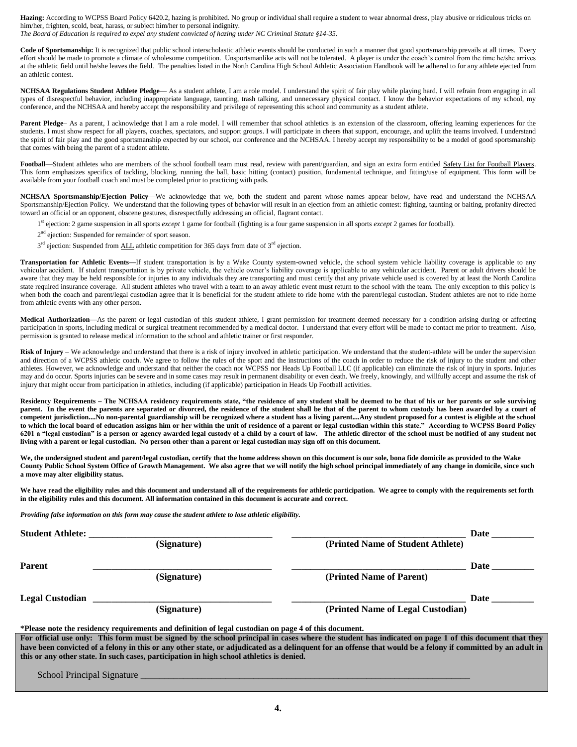**Hazing:** According to WCPSS Board Policy 6420.2, hazing is prohibited. No group or individual shall require a student to wear abnormal dress, play abusive or ridiculous tricks on him/her, frighten, scold, beat, harass, or subject him/her to personal indignity.
*The Board of Education is required to expel any student convicted of hazing under NC Criminal Statute §14-35.*

**Code of Sportsmanship:** It is recognized that public school interscholastic athletic events should be conducted in such a manner that good sportsmanship prevails at all times. Every effort should be made to promote a climate of wholesome competition. Unsportsmanlike acts will not be tolerated. A player is under the coach's control from the time he/she arrives at the athletic field until he/she leaves the field. The penalties listed in the North Carolina High School Athletic Association Handbook will be adhered to for any athlete ejected from an athletic contest.

**NCHSAA Regulations Student Athlete Pledge**— As a student athlete, I am a role model. I understand the spirit of fair play while playing hard. I will refrain from engaging in all types of disrespectful behavior, including inappropriate language, taunting, trash talking, and unnecessary physical contact. I know the behavior expectations of my school, my conference, and the NCHSAA and hereby accept the responsibility and privilege of representing this school and community as a student athlete.

**Parent Pledge**– As a parent, I acknowledge that I am a role model. I will remember that school athletics is an extension of the classroom, offering learning experiences for the students. I must show respect for all players, coaches, spectators, and support groups. I will participate in cheers that support, encourage, and uplift the teams involved. I understand the spirit of fair play and the good sportsmanship expected by our school, our conference and the NCHSAA. I hereby accept my responsibility to be a model of good sportsmanship that comes with being the parent of a student athlete.

**Football**—Student athletes who are members of the school football team must read, review with parent/guardian, and sign an extra form entitled Safety List for Football Players. This form emphasizes specifics of tackling, blocking, running the ball, basic hitting (contact) position, fundamental technique, and fitting/use of equipment. This form will be available from your football coach and must be completed prior to practicing with pads.

**NCHSAA Sportsmanship/Ejection Policy**—We acknowledge that we, both the student and parent whose names appear below, have read and understand the NCHSAA Sportsmanship/Ejection Policy. We understand that the following types of behavior will result in an ejection from an athletic contest: fighting, taunting or baiting, profanity directed toward an official or an opponent, obscene gestures, disrespectfully addressing an official, flagrant contact.

1st ejection: 2 game suspension in all sports *except* 1 game for football (fighting is a four game suspension in all sports *except* 2 games for football).

2nd ejection: Suspended for remainder of sport season.

3rd ejection: Suspended from ALL athletic competition for 365 days from date of 3rd ejection.

**Transportation for Athletic Events—**If student transportation is by a Wake County system-owned vehicle, the school system vehicle liability coverage is applicable to any vehicular accident. If student transportation is by private vehicle, the vehicle owner's liability coverage is applicable to any vehicular accident. Parent or adult drivers should be aware that they may be held responsible for injuries to any individuals they are transporting and must certify that any private vehicle used is covered by at least the North Carolina state required insurance coverage. All student athletes who travel with a team to an away athletic event must return to the school with the team. The only exception to this policy is when both the coach and parent/legal custodian agree that it is beneficial for the student athlete to ride home with the parent/legal custodian. Student athletes are not to ride home from athletic events with any other person.

**Medical Authorization—**As the parent or legal custodian of this student athlete, I grant permission for treatment deemed necessary for a condition arising during or affecting participation in sports, including medical or surgical treatment recommended by a medical doctor. I understand that every effort will be made to contact me prior to treatment. Also, permission is granted to release medical information to the school and athletic trainer or first responder.

**Risk of Injury** – We acknowledge and understand that there is a risk of injury involved in athletic participation. We understand that the student-athlete will be under the supervision and direction of a WCPSS athletic coach. We agree to follow the rules of the sport and the instructions of the coach in order to reduce the risk of injury to the student and other athletes. However, we acknowledge and understand that neither the coach nor WCPSS nor Heads Up Football LLC (if applicable) can eliminate the risk of injury in sports. Injuries may and do occur. Sports injuries can be severe and in some cases may result in permanent disability or even death. We freely, knowingly, and willfully accept and assume the risk of injury that might occur from participation in athletics, including (if applicable) participation in Heads Up Football activities.

**Residency Requirements – The NCHSAA residency requirements state, "the residence of any student shall be deemed to be that of his or her parents or sole surviving parent. In the event the parents are separated or divorced, the residence of the student shall be that of the parent to whom custody has been awarded by a court of competent jurisdiction....No non-parental guardianship will be recognized where a student has a living parent....Any student proposed for a contest is eligible at the school to which the local board of education assigns him or her within the unit of residence of a parent or legal custodian within this state." According to WCPSS Board Policy 6201 a "legal custodian" is a person or agency awarded legal custody of a child by a court of law. The athletic director of the school must be notified of any student not living with a parent or legal custodian. No person other than a parent or legal custodian may sign off on this document.**

**We, the undersigned student and parent/legal custodian, certify that the home address shown on this document is our sole, bona fide domicile as provided to the Wake County Public School System Office of Growth Management. We also agree that we will notify the high school principal immediately of any change in domicile, since such a move may alter eligibility status.**

**We have read the eligibility rules and this document and understand all of the requirements for athletic participation. We agree to comply with the requirements set forth in the eligibility rules and this document. All information contained in this document is accurate and correct.**

***Providing false information on this form may cause the student athlete to lose athletic eligibility.***

**Student Athlete:** ______________________________ ______________________________ **Date** _________
**(Signature)** **(Printed Name of Student Athlete)**

**Parent** ______________________________ ______________________________ **Date** _________
**(Signature)** **(Printed Name of Parent)**

**Legal Custodian** ______________________________ ______________________________ **Date** _________
**(Signature)** **(Printed Name of Legal Custodian)**

**\*Please note the residency requirements and definition of legal custodian on page 4 of this document.**

**For official use only: This form must be signed by the school principal in cases where the student has indicated on page 1 of this document that they have been convicted of a felony in this or any other state, or adjudicated as a delinquent for an offense that would be a felony if committed by an adult in this or any other state. In such cases, participation in high school athletics is denied.**

School Principal Signature ______________________________________________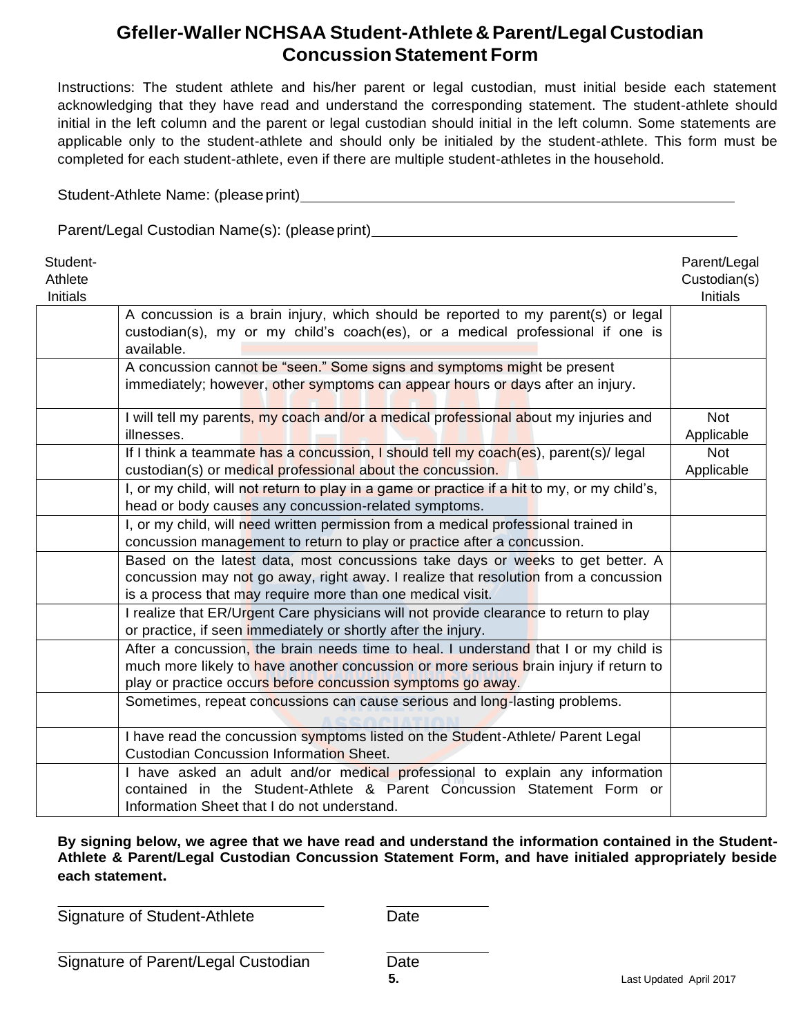# Gfeller-Waller NCHSAA Student-Athlete & Parent/Legal Custodian Concussion Statement Form

Instructions: The student athlete and his/her parent or legal custodian, must initial beside each statement acknowledging that they have read and understand the corresponding statement. The student-athlete should initial in the left column and the parent or legal custodian should initial in the left column. Some statements are applicable only to the student-athlete and should only be initialed by the student-athlete. This form must be completed for each student-athlete, even if there are multiple student-athletes in the household.

Student-Athlete Name: (please print)\_\_\_\_\_\_\_\_\_\_\_\_\_\_\_\_\_\_\_\_\_\_\_\_\_\_\_\_\_\_\_\_\_\_\_\_\_\_\_\_\_\_\_\_

Parent/Legal Custodian Name(s): (please print)\_\_\_\_\_\_\_\_\_\_\_\_\_\_\_\_\_\_\_\_\_\_\_\_\_\_\_\_\_\_\_\_\_\_\_\_\_\_

| Student-Athlete Initials | | Parent/Legal Custodian(s) Initials |
|---|---|---|
| | A concussion is a brain injury, which should be reported to my parent(s) or legal custodian(s), my or my child's coach(es), or a medical professional if one is available. | |
| | A concussion cannot be "seen." Some signs and symptoms might be present immediately; however, other symptoms can appear hours or days after an injury. | |
| | I will tell my parents, my coach and/or a medical professional about my injuries and illnesses. | Not Applicable |
| | If I think a teammate has a concussion, I should tell my coach(es), parent(s)/ legal custodian(s) or medical professional about the concussion. | Not Applicable |
| | I, or my child, will not return to play in a game or practice if a hit to my, or my child's, head or body causes any concussion-related symptoms. | |
| | I, or my child, will need written permission from a medical professional trained in concussion management to return to play or practice after a concussion. | |
| | Based on the latest data, most concussions take days or weeks to get better. A concussion may not go away, right away. I realize that resolution from a concussion is a process that may require more than one medical visit. | |
| | I realize that ER/Urgent Care physicians will not provide clearance to return to play or practice, if seen immediately or shortly after the injury. | |
| | After a concussion, the brain needs time to heal. I understand that I or my child is much more likely to have another concussion or more serious brain injury if return to play or practice occurs before concussion symptoms go away. | |
| | Sometimes, repeat concussions can cause serious and long-lasting problems. | |
| | I have read the concussion symptoms listed on the Student-Athlete/ Parent Legal Custodian Concussion Information Sheet. | |
| | I have asked an adult and/or medical professional to explain any information contained in the Student-Athlete & Parent Concussion Statement Form or Information Sheet that I do not understand. | |

**By signing below, we agree that we have read and understand the information contained in the Student-Athlete & Parent/Legal Custodian Concussion Statement Form, and have initialed appropriately beside each statement.**

\_\_\_\_\_\_\_\_\_\_\_\_\_\_\_\_\_\_\_\_\_\_\_\_\_\_\_\_\_\_ \_\_\_\_\_\_\_\_\_\_\_\_
Signature of Student-Athlete Date

\_\_\_\_\_\_\_\_\_\_\_\_\_\_\_\_\_\_\_\_\_\_\_\_\_\_\_\_\_\_ \_\_\_\_\_\_\_\_\_\_\_\_
Signature of Parent/Legal Custodian Date

Last Updated April 2017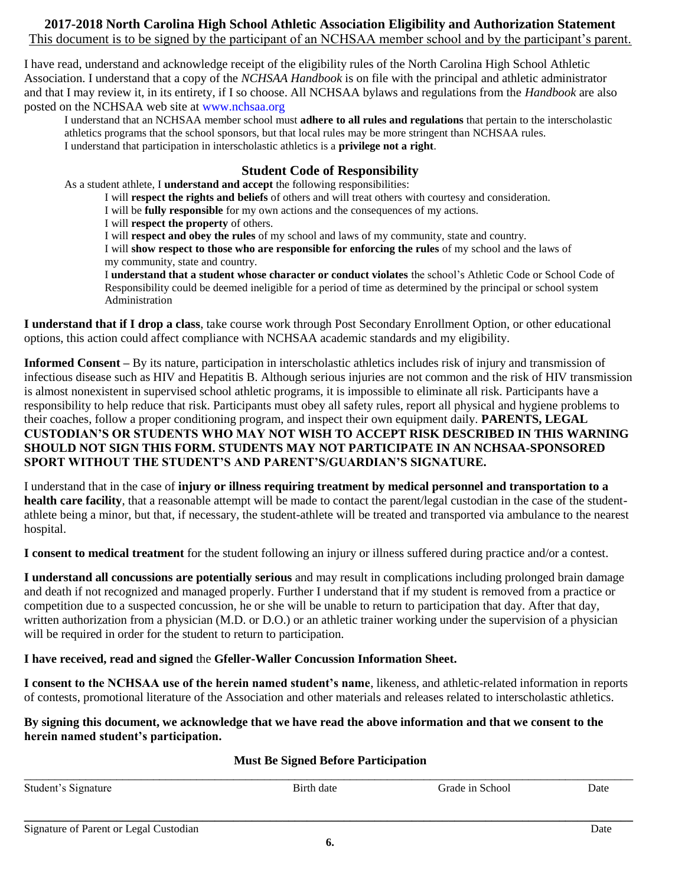## 2017-2018 North Carolina High School Athletic Association Eligibility and Authorization Statement

This document is to be signed by the participant of an NCHSAA member school and by the participant's parent.

I have read, understand and acknowledge receipt of the eligibility rules of the North Carolina High School Athletic Association. I understand that a copy of the *NCHSAA Handbook* is on file with the principal and athletic administrator and that I may review it, in its entirety, if I so choose. All NCHSAA bylaws and regulations from the *Handbook* are also posted on the NCHSAA web site at www.nchsaa.org

I understand that an NCHSAA member school must **adhere to all rules and regulations** that pertain to the interscholastic athletics programs that the school sponsors, but that local rules may be more stringent than NCHSAA rules.
I understand that participation in interscholastic athletics is a **privilege not a right**.

### Student Code of Responsibility

As a student athlete, I **understand and accept** the following responsibilities:

I will **respect the rights and beliefs** of others and will treat others with courtesy and consideration.
I will be **fully responsible** for my own actions and the consequences of my actions.
I will **respect the property** of others.
I will **respect and obey the rules** of my school and laws of my community, state and country.
I will **show respect to those who are responsible for enforcing the rules** of my school and the laws of my community, state and country.
I **understand that a student whose character or conduct violates** the school's Athletic Code or School Code of Responsibility could be deemed ineligible for a period of time as determined by the principal or school system Administration

**I understand that if I drop a class**, take course work through Post Secondary Enrollment Option, or other educational options, this action could affect compliance with NCHSAA academic standards and my eligibility.

**Informed Consent –** By its nature, participation in interscholastic athletics includes risk of injury and transmission of infectious disease such as HIV and Hepatitis B. Although serious injuries are not common and the risk of HIV transmission is almost nonexistent in supervised school athletic programs, it is impossible to eliminate all risk. Participants have a responsibility to help reduce that risk. Participants must obey all safety rules, report all physical and hygiene problems to their coaches, follow a proper conditioning program, and inspect their own equipment daily. **PARENTS, LEGAL CUSTODIAN'S OR STUDENTS WHO MAY NOT WISH TO ACCEPT RISK DESCRIBED IN THIS WARNING SHOULD NOT SIGN THIS FORM. STUDENTS MAY NOT PARTICIPATE IN AN NCHSAA-SPONSORED SPORT WITHOUT THE STUDENT'S AND PARENT'S/GUARDIAN'S SIGNATURE.**

I understand that in the case of **injury or illness requiring treatment by medical personnel and transportation to a health care facility**, that a reasonable attempt will be made to contact the parent/legal custodian in the case of the student-athlete being a minor, but that, if necessary, the student-athlete will be treated and transported via ambulance to the nearest hospital.

**I consent to medical treatment** for the student following an injury or illness suffered during practice and/or a contest.

**I understand all concussions are potentially serious** and may result in complications including prolonged brain damage and death if not recognized and managed properly. Further I understand that if my student is removed from a practice or competition due to a suspected concussion, he or she will be unable to return to participation that day. After that day, written authorization from a physician (M.D. or D.O.) or an athletic trainer working under the supervision of a physician will be required in order for the student to return to participation.

**I have received, read and signed** the **Gfeller-Waller Concussion Information Sheet.**

**I consent to the NCHSAA use of the herein named student's name**, likeness, and athletic-related information in reports of contests, promotional literature of the Association and other materials and releases related to interscholastic athletics.

**By signing this document, we acknowledge that we have read the above information and that we consent to the herein named student's participation.**

**Must Be Signed Before Participation**

\_\_\_\_\_\_\_\_\_\_\_\_\_\_\_\_\_\_\_\_\_\_\_\_\_\_\_\_\_\_\_\_\_\_\_\_\_\_\_\_\_\_\_\_\_\_\_\_\_\_\_\_\_\_\_\_\_\_\_\_\_\_\_\_\_\_\_\_\_\_\_\_\_\_\_\_

Student's Signature        Birth date        Grade in School        Date

\_\_\_\_\_\_\_\_\_\_\_\_\_\_\_\_\_\_\_\_\_\_\_\_\_\_\_\_\_\_\_\_\_\_\_\_\_\_\_\_\_\_\_\_\_\_\_\_\_\_\_\_\_\_\_\_\_\_\_\_\_\_\_\_\_\_\_\_\_\_\_\_\_\_\_\_

Signature of Parent or Legal Custodian        Date